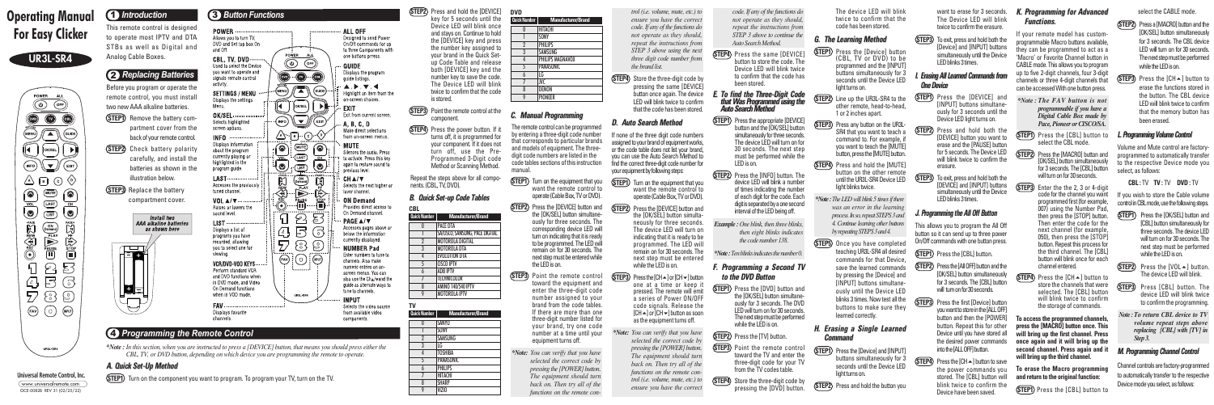# Operating Manual For Easy Clicker

## UR3L-SR4

**Universal Remote Control, Inc.**
www.universalremote.com
OCE-0082B REV 31 (02/25/22)

## 1 Introduction

This remote control is designed to operate most IPTV and STA STBs as well as Digital and Analog Cable Boxes.

## 2 Replacing Batteries

Before you program or operate the remote control, you must install two new AAA alkaline batteries.

**STEP1** Remove the battery compartment cover from the back of your remote control.

**STEP2** Check battery polarity carefully, and install the batteries as shown in the illustration below.

**STEP3** Replace the battery compartment cover.

Install two AAA alkaline batteries as shown here

## 3 Button Functions

**POWER** Allows you to turn TV, DVD and Set top box On and Off.

**CBL, TV, DVD** Used to select the Device you want to operate and signals remote control activity.

**SETTINGS / MENU** Displays the settings Menu.

**OK/SEL** Selects highlighted screen options.

**INFO** Displays information about the program currently playing or highlighted in the program guide.

**LAST** Accesses the previously tuned channel.

**VOL ▲/▼** Raises or lowers the sound level.

**LIST** Displays a list of programs you have recorded, allowing you to select one for viewing.

**VCR/DVD-VOD KEYS** Perform standard VCR and DVD functions when in DVD mode, and Video On Demand functions when in VOD mode.

**FAV** Displays favorite channels.

**ALL OFF** Designed to send Power On/Off commands for up to Three Components with one button press.

**GUIDE** Displays the program guide listings.

**▲, ▶, ▼, ◀** Highlight an item from the on-screen choices.

**EXIT** Exit from current screen.

**A, B, C, D** Make direct selections from on-screen menus.

**MUTE** Silences the audio. Press to activate. Press this key again to return sound to previous level.

**CH ▲/▼** Selects the next higher or lower channel.

**ON Demand** Provides direct access to On Demand channel.

**PAGE ▲/▼** Accesses pages above or below the information currently displayed.

**NUMBER Pad** Enter numbers to tune to channels. Also make numeric entries on on-screen menus. You can also use the CH▲/▼ and the guide as alternate ways to tune to channels.

**INPUT** Selects the video source from available video components.

## 4 Programming the Remote Control

*\*Note : In this section, when you are instructed to press a [DEVICE] button, that means you should press either the CBL, TV, or DVD button, depending on which device you are programming the remote to operate.*

### A. Quick Set-Up Method

**STEP1** Turn on the component you want to program. To program your TV, turn on the TV.

**STEP2** Press and hold the [DEVICE] key for 5 seconds until the Device LED will blink once and stays on. Continue to hold the [DEVICE] key and press the number key assigned to your brand in the Quick Set-up Code Table and release both [DEVICE] key and the number key. The Device LED will blink twice to confirm that the code is stored.

**STEP3** Point the remote control at the component.

**STEP4** Press the power button. If it turns off, it is programmed for your component. If it does not turn off, use the Pre-Programmed 3-Digit code Method or Scanning Method.

Repeat the steps above for all components. (CBL, TV, DVD).

### B. Quick Set-up Code Tables

**CBL**

| Quick Number | Manufacturer/Brand |
|---|---|
| 0 | PACE DTA |
| 1 | SA/CISCO, SAMSUNG, PACE DIGITAL |
| 2 | MOTOROLA DIGITAL |
| 3 | MOTOROLA DTA |
| 4 | EVOLUTION DTA |
| 5 | CISCO IPTV |
| 6 | ADB IPTV |
| 7 | TECHNICOLOR |
| 8 | AMINO 140/540 IPTV |
| 9 | MOTOROLA IPTV |

**TV**

| Quick Number | Manufacturer/Brand |
|---|---|
| 0 | SANYO |
| 1 | SONY |
| 2 | SAMSUNG |
| 3 | LG |
| 4 | TOSHIBA |
| 5 | PANASONIC |
| 6 | PHILIPS |
| 7 | HITACHI |
| 8 | SHARP |
| 9 | VIZIO |

**DVD**

| Quick Number | Manufacturer/Brand |
|---|---|
| 0 | HITACHI |
| 1 | SONY |
| 2 | PHILIPS |
| 3 | SAMSUNG |
| 4 | PHILIPS MAGNAVOX |
| 5 | PANASONIC |
| 6 | LG |
| 7 | JVC |
| 8 | DENON |
| 9 | PIONEER |

### C. Manual Programming

The remote control can be programmed by entering a three-digit code number that corresponds to particular brands and models of equipment. The three-digit code numbers are listed in the code tables sections of this instruction manual.

**STEP1** Turn on the equipment that you want the remote control to operate (Cable Box, TV or DVD).

**STEP2** Press the [DEVICE] button and the [OK/SEL] button simultaneously for three seconds. The corresponding device LED will turn on for 30 seconds indicating that it is ready to be programmed. The LED will remain on for 30 seconds. The next step must be entered while the LED is on.

**STEP3** Point the remote control toward the equipment and enter the three-digit code number assigned to your brand from the code tables. If there are more than one three-digit number listed for your brand, try one code number at a time until your equipment turns off.

*\*Note: You can verify that you have selected the correct code by pressing the [POWER] button. The equipment should turn back on. Then try all of the functions on the remote control (i.e. volume, mute, etc.) to ensure you have the correct code. If any of the functions do not operate as they should, repeat the instructions from STEP 3 above using the next three digit code number from the brand list.*

**STEP4** Store the three-digit code by pressing the same [DEVICE] button once again. The device LED will blink twice to confirm that the code has been stored.

### D. Auto Search Method

If none of the three digit code numbers assigned to your brand of equipment works, or the code table does not list your brand, you can use the Auto Search Method to find the correct three-digit code number for your equipment by following steps:

**STEP1** Turn on the equipment that you want the remote control to operate (Cable Box, TV or DVD).

**STEP2** Press the [DEVICE] button and the [OK/SEL] button simultaneously for three seconds. The device LED will turn on indicating that it is ready to be programmed. The LED will remain on for 30 seconds. The next step must be entered while the LED is on.

**STEP3** Press the [CH ▲] or [CH ▼] button one at a time or keep it pressed. The remote will emit a series of Power ON/OFF code signals. Release the [CH ▲] or [CH ▼] button as soon as the equipment turns off.

*\*Note: You can verify that you have selected the correct code by pressing the [POWER] button. The equipment should turn back on. Then try all of the functions on the remote control (i.e. volume, mute, etc.) to ensure you have the correct code. If any of the functions do not operate as they should, repeat the instructions from STEP 3 above to continue the Auto Search Method.*

**STEP4** Press the same [DEVICE] button to store the code. The Device LED will blink twice to confirm that the code has been stored.

### E. To find the Three-Digit Code that Was Programmed using the Auto Search Method

**STEP1** Press the appropriate [DEVICE] button and the [OK/SEL] button simultaneously for three seconds. The device LED will turn on for 30 seconds. The next step must be performed while the LED is on.

**STEP2** Press the [INFO] button. The device LED will blink a number of times indicating the number of each digit for the code. Each digit is separated by a one second interval of the LED being off.

*Example : One blink, then three blinks, then eight blinks indicates the code number 138.*

*\*Note : Ten blinks indicates the number 0.*

### F. Programming a Second TV to the DVD Button

**STEP1** Press the [DVD] button and the [OK/SEL] button simultaneously for 3 seconds. The DVD LED will turn on for 30 seconds. The next step must be performed while the LED is on.

**STEP2** Press the [TV] button.

**STEP3** Point the remote control toward the TV and enter the three-digit code for your TV from the TV codes table.

**STEP4** Store the three-digit code by pressing the [DVD] button. The device LED will blink twice to confirm that the code has been stored.

### G. The Learning Method

**STEP1** Press the [Device] button (CBL, TV or DVD) to be programmed and the [INFO] buttons simultaneously for 3 seconds until the Device LED light turns on.

**STEP2** Line up the UR3L-SR4 to the other remote, head-to-head, 1 or 2 inches apart.

**STEP3** Press any button on the UR3L-SR4 that you want to teach a command to. For example, if you want to teach the [MUTE] button, press the [MUTE] button.

**STEP4** Press and hold the [MUTE] button on the other remote until the UR3L-SR4 Device LED light blinks twice.

*\*Note : The LED will blink 5 times if there was an error in the learning process. In so, repeat STEPS 3 and 4. Continue learning other buttons by repeating STEPS 3 and 4.*

**STEP5** Once you have completed teaching UR3L-SR4 all desired commands for that Device, save the learned commands by pressing the [Device] and [INPUT] buttons simultaneously until the Device LED blinks 3 times. Now test all the buttons to make sure they learned correctly.

### H. Erasing a Single Learned Command

**STEP1** Press the [Device] and [INPUT] buttons simultaneously for 3 seconds until the Device LED light turns on.

**STEP2** Press and hold the button you want to erase for 3 seconds. The Device LED will blink twice to confirm the erasure.

**STEP3** To exit, press and hold both the [Device] and [INPUT] buttons simultaneously until the Device LED blinks 3 times.

### I. Erasing All Learned Commands from One Device

**STEP1** Press the [DEVICE] and [INPUT] buttons simultaneously for 3 seconds until the Device LED light turns on.

**STEP2** Press and hold both the [DEVICE] button you want to erase and the [PAUSE] button for 5 seconds. The Device LED will blink twice to confirm the erasure.

**STEP3** To exit, press and hold both the [DEVICE] and [INPUT] buttons simultaneously until the Device LED blinks 3 times.

### J. Programming the All Off Button

This allows you to program the All Off button so it can send up to three power On/Off commands with one button press.

**STEP1** Press the [CBL] button.

**STEP2** Press the [All OFF] button and the [OK/SEL] button simultaneously for 3 seconds. The [CBL] button will turn on for 30 seconds.

**STEP3** Press the first [Device] button you want to store in the [ALL OFF] button and then the [POWER] button. Repeat this for other Device until you have stored all the desired power commands into the [ALL OFF] button.

**STEP4** Press the [CH ▲] button to save the power commands you stored. The [CBL] button will blink twice to confirm the Device have been saved.

### K. Programming for Advanced Functions.

If your remote model has custom-programmable Macro buttons available, they can be programmed to act as a 'Macro' or Favorite Channel button in CABLE mode. This allows you to program up to five 2-digit channels, four 3-digit channels or three 4-digit channels that can be accessed With one button press.

*\*Note : The FAV button is not programmable if you have a Digital Cable Box made by Pace, Pioneer or CISCO/SA.*

**STEP1** Press the [CBL] button to select the CBL mode.

**STEP2** Press the [MACRO] button and [OK/SEL] button simultaneously for 3 seconds. The [CBL] button will turn on for 30 seconds.

**STEP3** Enter the 2, 3 or 4-digit code for the channel you want programmed first (for example, 007) using the Number Pad, then press the [STOP] button. Then enter the code for the next channel (for example, 050), then press the [STOP] button. Repeat this process for the third channel. The [CBL] button will blink once for each channel entered.

**STEP4** Press the [CH ▲] button to store the channels that were selected. The [CBL] button will blink twice to confirm the storage of commands.

**To access the programmed channels, press the [MACRO] button once. This will bring up the first channel. Press once again and it will bring up the second channel. Press again and it will bring up the third channel.**

**To erase the Macro programming and return to the original function:**

**STEP1** Press the [CBL] button to select the CABLE mode.

**STEP2** Press a [MACRO] button and the [OK/SEL] button simultaneously for 3 seconds. The CBL LED will turn on for 30 seconds. The next step must be performed while the LED is on.

**STEP3** Press the [CH ▲] button to erase the functions stored in the button. The CBL device LED will blink twice to confirm that the memory button has been erased.

### L. Programming Volume Control

Volume and Mute control are factory-programmed to automatically transfer to the respective Device mode you select, as follows:

**CBL : TV   TV : TV   DVD : TV**

If you wish to store the Cable volume control in CBL mode, use the following steps.

**STEP1** Press the [OK/SEL] button and [CBL] button simultaneously for three seconds. The [CBL] LED will turn on for 30 seconds. The next step must be performed while the LED is on.

**STEP2** Press the [VOL ▲] button. The Device LED will blink.

**STEP3** Press [CBL] button. The device LED will blink twice to confirm the programming.

*Note : To return CBL device to TV volume repeat steps above replacing [CBL] with [TV] in Step 3.*

### M. Programming Channel Control

Channel controls are factory-programmed to automatically transfer to the respective Device mode you select, as follows: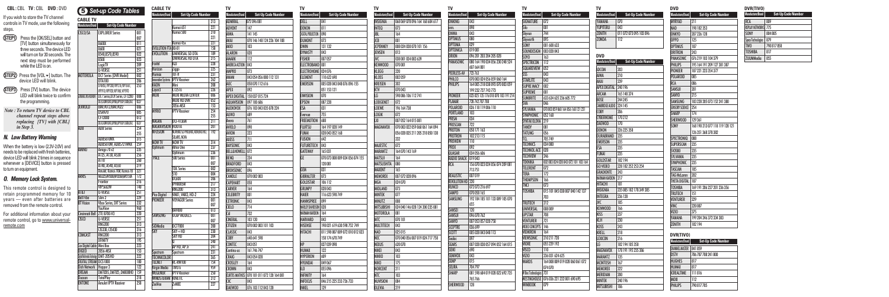**CBL**: CBL **TV**: CBL **DVD**: DVD

If you wish to store the TV channel controls in TV mode, use the following steps.

**STEP1** Press the [OK/SEL] button and [TV] button simultaneously for three seconds. The device LED will turn on for 30 seconds. The next step must be performed while the LED is on.

**STEP2** Press the [VOL +] button. The device LED will blink.

**STEP3** Press [TV] button. The device LED will blink twice to confirm the programming.

*Note : To return TV device to CBL channel repeat steps above replacing [TV] with [CBL] in Step 3.*

## N. Low Battery Warning

When the battery is low (2.3V-2.0V) and needs to be replaced with fresh batteries, device LED will blink 2 times in sequence whenever a [DEVICE] button is pressed to turn on equipment.

## O. Memory Lock System.

This remote control is designed to retain programmed memory for 10 years — even after batteries are removed from the remote control.

For additional information about your remote control, go to www.universal-remote.com

## 5 Set-up Code Tables

### CABLE TV

| Manufacturer/Brand | Set-Up Code Number |
|---|---|
| CISCO/SA | EXPLORER Series 001 |
| | 007 |
| | 8600X 011 |
| | 8300 021 |
| | 8540,8570,8590 022 |
| | 8300 023 |
| | LogicTV 209 |
| | U-VERSE 251 |
| MOTOROLA | DCT Series (DVR Model) 002 |
| | DTA100 206 |
| | QIP6416, QIP2500, MPE70, MP1555, ... 253 |
| | QIP1001,QIP1000,QIP7100,... |
| COMCAST/XFINITY | DCT Series,DVR Series, CF3200 006 |
| | DCX3200,DCX3400,QIP7100,QIP2500... 007 |
| | DCX3510M,DCX3200,... 008 |
| | DS8420 005 |
| | CF3200 012 |
| | DCX3200,QIP7100,QIP2500,DCX3400,... 027 |
| ADB | ADB Series 254 |
| | 255 |
| | ADB5810WX 375 |
| | ADB5820W, ADB5721WNX 259 |
| AMINO | Amigo / A132 235 |
| | A125, A130, A530 256 |
| | A110 260 |
| | A140, A540, A550 219 |
| | Aminet, Kamai 7XM, Kamai 7X 321 |
| ARRIS | MS2225/MS2600/MS2640/ 173 |
| | Frontier 270 |
| | VIP5662W 140 |
| AT&T | U-VERSE 251 |
| Bell Fibe | Fibe 2 224 |
| BT Vision | Vbox Series, DTI Series 232 |
| | YouView 940 |
| Cincinnati Bell | CTB 8700-H3 220 |
| CISCO | U-VERSE 251 |
| | ING5200 372 |
| | CIS330, CIS430 374 |
| COMCAST | ING5200 373 |
| | XFINITY 191 |
| Cox Digital Cable | Mini Box 223 |
| DIGEO | 2056-MSX 152 |
| DirecTV/Directv-Cable | DMT-2010HD 222 |
| DIGITAL STREAM | DCS1000 180 |
| Dish Network | Hopper 3 122 |
| DREAM | DM7020, DM7025, DM800HD 159 |
| Duosat | TotalPlay 218 |
| ENTONE | Amulet IPTV Receiver 258 |
| | 213 |
| | Kamai 651 221 |
| | Kamai 500 218 |
| | 221 |
| | Kamai 45x 227 |
| EVOLUTION FEA | DB-01 158 |
| EVOLUTION | UNIVERSAL SD DTA 189 |
| | UNIVERSAL HD DTA 215 |
| Frontel | IS2 225 |
| Horizon | Ziggo 225 |
| Humax | HD-H 262 |
| Innovation Systems | IPTV Receiver 254 |
| KAON | Mini 208 |
| LAWAST | CS516 226 |
| MOXI | MOXI MEDIA CENTER 008 |
| | MOXI HD DVR 052 |
| | 2056-MSX 152 |
| MYRIO | IPTV Receiver 254 |
| | 255 |
| NAGRA | DCI-4130M 211 |
| NAGRAVISION | RODITA 201 |
| NFUSION | NCVM1512,PHILIPMX,MAXNOVO NET, 190 |
| | ZOLAHN, NOVA |
| NOW TV | NOW TV 314 |
| Optimum | Altice One 237 |
| | Optimum 236 |
| PACE | 500 Series 001 |
| | 007 |
| | TDC Series 002 |
| | 510 004 |
| | DC60X 206 |
| | IPM800W 217 |
| | RNG200 312 |
| Pico Digital | WMD1, WAC2, HD-2 224 |
| PIONEER | VOYAGER Series 001 |
| | 007 |
| | BD4000 013 |
| SAMSUNG | DCAP MODULES 001 |
| | 007 |
| SIDMedia | DC700E 200 |
| SKY | SKY + HD 230 |
| | SKY HD 204 |
| | Q 240 |
| | SKY HD, SKY_Jr 241 |
| Spectrum | Spectrum 231 |
| TECHNICOLOR | 365 |
| TELNET | XC-HW100 154 |
| Virgin Media | TiVO 5 959 |
| WESTELL | IPTV Receiver 254 |
| WINDSTREAM | KINETIC 212 |
| ZeeVee | ZvMXE 227 |

### TV

| Manufacturer/Brand | Set-Up Code Number |
|---|---|
| ADMIRAL | 072 096 081 |
| ADVENT | 147 |
| AIWA | 141 145 |
| AKAI | 070 146 148 124 226 104 108 |
| AKIO | 103 |
| ALARON | 028 |
| AMARK | 112 |
| AMERICA ACTION | 043 |
| AMPRO | 073 |
| ANAM | 043 054 056 080 112 131 |
| AOC | 058 070 112 616 |
| APEX | 082 |
| APEX DIGITAL | 150 037 015 724 |
| AQUAVISION | 097 100 686 |
| AUDIOVOX | 076 103 043 035 078 224 |
| AUVIO | 689 |
| Avera | 761 |
| AVIELO | 090 |
| AVION | 223 |
| AXESS | 211 |
| BAYSONIC | 043 |
| BELL&HOWELL | 072 |
| BENQ | 234 |
| BRADFORD | 043 |
| BROKSONIC | 096 |
| CANDLE | 070 002 003 |
| CAPEHART | 058 |
| CARVER | 164 |
| CELEBRITY | 081 |
| CETRONIC | 043 |
| CIELO | 714 |
| CIL | 732 |
| CINERAL | 103 120 |
| CITIZEN | 070 002 003 101 103 |
| CLASSIC | 043 |
| COBY | 040 641 598 |
| CONTEC | 043 051 |
| Cortima-cs | 161 746 747 |
| CRAIG | 043 054 028 |
| CROSLEY | 164 |
| CROWN | 043 |
| CURTIS MATHES | 070 101 011 072 120 164 081 |
| CXC | 043 |
| DAEWOO | 076 103 112 043 128 |
| DELL | 041 |
| DENON | 011 |
| DIGITAL PROJECTION | 090 |
| DUMONT | 073 |
| DWIN | 131 132 |
| DYNASTY | 043 |
| DYNEX | 007 057 |
| ELECTROBAND | 081 |
| ELECTROHOME | 024 076 |
| ELEMENT | 116 622 690 |
| EMERSON | 005 028 043 048 076 096 155 |
| | 051 153 121 |
| ENVISION | 070 |
| EPSON | 087 228 |
| ESA | 031 |
| Everest | 755 |
| FREEDOM | 088 |
| FUJITSU | 164 197 028 149 |
| FUNAI | 028 043 052 168 |
| FUSION | 642 |
| FUTURETECH | 043 |
| GATEWAY | 165 031 |
| GE | 070 073 008 009 034 056 074 155 |
| | 120 081 |
| GIBRALTER | 073 |
| GOLDSTAR | 106 112 |
| GRUNDIG | 043 |
| HAIER | 116 623 598 749 |
| HANNSPREE | 089 |
| HARLEY DAVIDSON | 028 |
| HARMAN KARDON | 164 |
| HARVARD | 043 |
| HISENSE | 198 021 619 630 598 752 749 |
| HITACHI | 011 598 007 009 072 010 012 023 |
| | 158 174 670 749 |
| HP | 027 039 098 |
| HUMAX | 122 |
| HYPERION | 689 |
| HYUNDAI | 049 067 |
| ILO | 055 096 |
| INFINITY | 164 |
| INFOCUS | 046 215 225 233 726 733 |
| INKEL | 129 |
| GIDA | 031 |
| INSIGNIA | 068 069 078 096 164 168 604 617 |
| INTEQ | 073 |
| JBL | 164 |
| JCB | 081 |
| JCPENNEY | 008 024 030 070 101 156 |
| JENSEN | 013 |
| JVC | 038 001 034 083 639 |
| KENWOOD | 070 001 |
| KLEGG | 230 |
| KLOSS | 002 059 |
| KREISEN | 202 |
| KTV | 070 043 |
| LG | 598 086 106 112 741 |
| LODGENET | 072 |
| LOEWE | 196 164 738 |
| LOGIK | 072 |
| LXI | 007 052 164 015 081 |
| MAGNAVOX | 070 003 022 059 060 061 164 094 |
| | 056 028 035 211 205 210 050 138 |
| | 232 |
| MAJESTIC | 072 |
| MARANTZ | 164 070 143 169 |
| MATSUI | 164 |
| MATSUSHITA | 080 |
| MAXENT | 165 |
| MEMOREX | 007 072 028 096 |
| MGA | 024 070 |
| MIDLAND | 073 |
| MINTEK | 077 |
| MINUTZ | 008 |
| MITSUBISHI | 024 040 146 028 124 200 235 081 |
| MOTOROLA | 081 |
| MTC | 070 101 |
| MULTITECH | 043 |
| NAD | 025 015 |
| NEC | 070 040 056 007 019 024 717 758 |
| NEDUS | 620 078 |
| NIKEI | 043 |
| NIKKO | 103 |
| NIKKO | 175 |
| NORCENT | 211 |
| NTC | 103 |
| NUVISION | 084 |
| OLEVIA | 219 |
| onn. | 898 |
| ONWA | 043 |
| OPTIMUS | 180 |
| OPTOMA | 029 |
| OPTONICA | 019 081 |
| ORION | 096 201 203 204 205 028 |
| PANASONIC | 080 164 190 034 056 230 598 524 |
| | 607 664 081 |
| PEERLESS-AV | 720 763 |
| PHILCO | 070 003 024 056 059 060 164 |
| PHILIPS | 164 085 218 038 093 070 003 059 |
| | 199 232 737 743 773 |
| PIONEER | 032 025 125 176 018 020 183 191 214 |
| PLANAR | 728 742 787 788 |
| POLAROID | 036 118 119 006 110 |
| PORTLAND | 103 |
| PRISM | 034 |
| PROSCAN | 722 |
| PROTON | 058 171 163 |
| PROTRON | 102 213 115 |
| PROVIEW | 110 |
| PROX | 092 |
| QUASAR | 034 056 606 |
| RADIO SHACK | 019 043 |
| RCA | 156 070 023 024 056 074 559 081 |
| | 713 751 |
| REALISTIC | 007 019 |
| REVOLUTION | 202 |
| RUNCO | 072 073 216 697 |
| SAMPO | 070 058 165 |
| SAMSUNG | 192 184 185 101 133 089 105 070 |
| | 655 |
| SANSEI | 120 |
| SANSUI | 096 078 762 |
| SANYO | 007 053 057 020 750 |
| SCEPTRE | 036 699 |
| SCOTT | 005 028 043 048 113 |
| Seeles | 897 |
| SEARS | 007 028 030 057 094 052 164 015 |
| SEIKI | 640 |
| SEMIVOX | 072 |
| SEMP | 015 |
| SEURA | 704 797 |
| SHARP | 081 598 484 019 020 022 692 725 |
| | 765 766 |
| SHERWOOD | 120 |
| SIGNATURE | 072 |
| Silo | 001 |
| Skyvue | 744 |
| Skyworth | 885 |
| SONY | 001 608 633 |
| SOUNDESIGN | 003 028 043 |
| SOYO | 163 |
| SPECTRICON | 112 |
| SQUAREVIEW | 052 |
| SSS | 043 |
| STARLITE | 043 |
| SUPRE MACY | 002 |
| SUPREME | 001 |
| SUNBRITE | 633 634 635 236 605 772 |
| SVA | 046 |
| SYLVANIA | 070 003 059 060 164 056 168 121 201 |
| SYMPHONIC | 052 168 |
| SYNTAX OLEVIA | 219 |
| TANDY | 081 |
| TATUNG | 056 |
| TCL | 785 749 |
| TECHNICS | 034 080 |
| TECHNOL ACE | 028 |
| TECHVIEW | 246 |
| TEKNIKA | 002 003 024 028 043 072 101 103 164 |
| TELEFUNKEN | 072 |
| TERA | 175 |
| THOMPSON | 166 |
| TMCI | 073 |
| TOSHIBA | 015 101 045 030 007 040 142 137 |
| | 783 |
| TRUTECH | 212 |
| UNIVERSAL | 008 009 |
| UPSTAR | 788 |
| VENTURER | 721 |
| VIDEO CONCEPTS | 146 |
| VIDIKRON | 164 |
| VIEWSONIC | 210 211 728 |
| VIORE | 055 229 192 |
| VISCO | 110 |
| VIZIO | 226 037 424 625 |
| WARDS | 164 008 009 019 028 060 061 072 |
| | 074 070 |
| WeTek Technology | 733 |
| WESTINGHOUSE | 076 026 221 222 001 690 695 |
| WINBOOK | 079 |
| YAMAHA | 070 043 |
| YUPITERU | 043 |
| ZENITH | 011 072 073 095 103 096 |
| ZONDA | 112 |

### DVD

| Manufacturer/Brand | Set-Up Code Number |
|---|---|
| ADCOM | 203 |
| AIWA | 210 |
| AKAI | 239 |
| APEX DIGITAL | 240 196 |
| ARCAM | 165 148 374 |
| BOSE | 244 245 |
| CAMBRIDGE AUDIO | 224 145 |
| COBY | 206 |
| CYBERHOME | 170 212 |
| DAEWOO | 170 |
| DENON | 226 225 358 |
| DURABRAND | 235 |
| EMERSON | 235 |
| ESA | 235 |
| FUNAI | 235 |
| GOLDSTAR | 182 194 |
| GO VIDEO | 228 182 252 253 254 |
| GRADIENTE | 243 |
| HARMAN KARDON | 217 |
| HITACHI | 181 |
| INSIGNIA | 235 085 182 178 349 385 |
| INTEGRA | 236 128 |
| JVC | 185 |
| KENWOOD | 166 |
| KISS | 237 |
| KLH | 230 |
| KOSS | 243 |
| KRELL | 218 |
| LEXICON | 216 |
| LG | 182 194 185 350 |
| MAGNAVOX | 170 191 195 235 386 |
| MARANTZ | 135 |
| MCINTOSH | 167 |
| MEMOREX | 222 |
| MERIDIAN | 200 |
| MINTEK | 240 196 |
| MITSUBISHI | 186 |
| MYRYAD | 211 |
| NAD | 198 182 353 |
| ONKYO | 207 236 128 |
| OPPO | 125 |
| OPTIMUS | 187 |
| ORITRON | 243 |
| PANASONIC | 076 219 183 104 379 |
| PHILIPS | 195 164 191 209 127 381 387 |
| PIONEER | 187 221 223 354 377 |
| POLAROID | 085 |
| RCA | 086 |
| SANSUI | 201 |
| SANYO | 215 |
| SAMSUNG | 183 228 205 073 152 241 380 |
| SHERWOOD | 129 361 |
| SONY | 168 190 213 077 118 119 120 121 |
| | 126 351 368 378 382 |
| SPECTRONIQ | 088 |
| SUPERSCAN | 235 |
| SV2000 | 235 |
| SYLVANIA | 235 |
| SYMPHONIC | 235 |
| TASCAM | 185 |
| TAG McLaren | 202 |
| THETA DIGITAL | 187 |
| TOSHIBA | 169 191 206 227 201 236 356 |
| TRUTECH | 151 |
| VENTURER | 229 |
| VIVIC | 220 087 |
| VIZIO | 375 |
| YAMAHA | 199 204 246 372 334 383 |
| ZENITH | 182 194 |

| Manufacturer/Brand | Set-Up Code Number |
|---|---|
| EMOTIVA | 155 |
| SHARP | 197 |
| SONY IMPORTED | 254 |
| SONY IMPORTED | 176 |

### DVR(TIVO)

| Manufacturer/Brand | Set-Up Code Number |
|---|---|
| CHANNEL MASTER | 841 859 |
| DSTV | 786 787 788 241 800 |
| HUGHES | 817 |
| HUMAX | 817 |
| ICREALTIME | 111 816 |
| MOXI | 112 |
| PHILIPS | 790 817 785 |

### DVR(TIVO)

| Manufacturer/Brand | Set-Up Code Number |
|---|---|
| RCA | 809 |
| REPLAY NETWORKS | 775 |
| SONY | 804 805 |
| Spectra Technologies | 879 |
| TIVO | 790 817 858 |
| TOSHIBA | 817 |
| ZULUMedia | 855 |